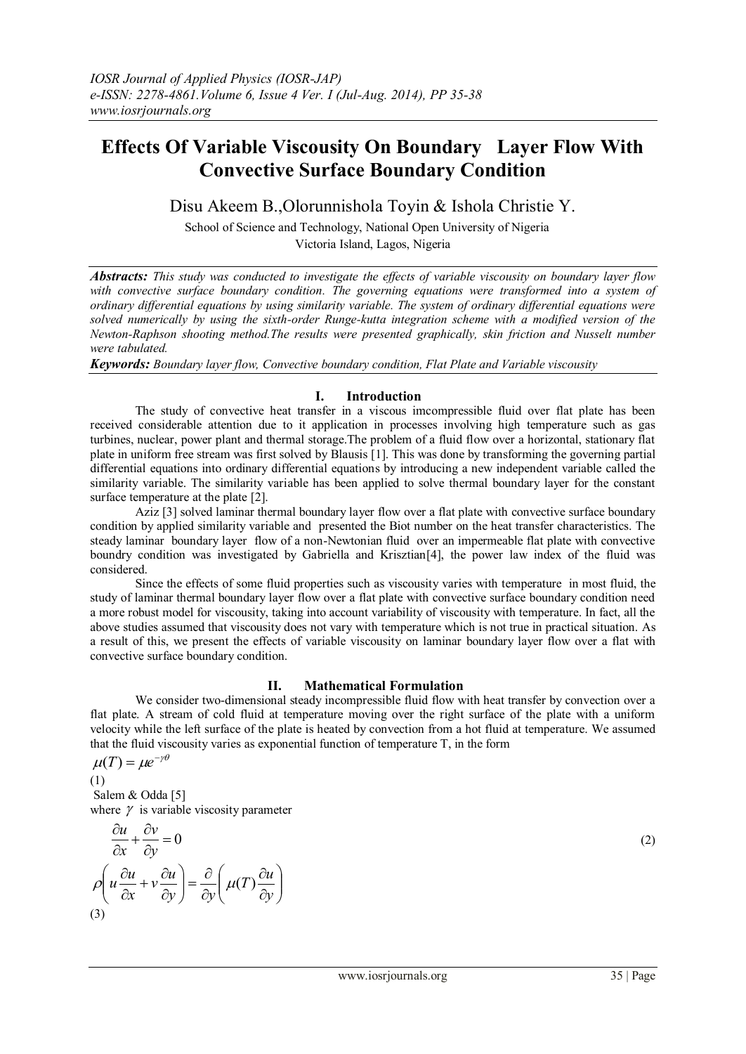# Effects Of Variable Viscousity On Boundary Layer Flow With Convective Surface Boundary Condition

Disu Akeem B.,Olorunnishola Toyin & Ishola Christie Y.

School of Science and Technology, National Open University of Nigeria
Victoria Island, Lagos, Nigeria

***Abstracts:** This study was conducted to investigate the effects of variable viscosity on boundary layer flow with convective surface boundary condition. The governing equations were transformed into a system of ordinary differential equations by using similarity variable. The system of ordinary differential equations were solved numerically by using the sixth-order Runge-kutta integration scheme with a modified version of the Newton-Raphson shooting method.The results were presented graphically, skin friction and Nusselt number were tabulated.*

***Keywords:** Boundary layer flow, Convective boundary condition, Flat Plate and Variable viscosity*

## I. Introduction

The study of convective heat transfer in a viscous imcompressible fluid over flat plate has been received considerable attention due to it application in processes involving high temperature such as gas turbines, nuclear, power plant and thermal storage.The problem of a fluid flow over a horizontal, stationary flat plate in uniform free stream was first solved by Blausis [1]. This was done by transforming the governing partial differential equations into ordinary differential equations by introducing a new independent variable called the similarity variable. The similarity variable has been applied to solve thermal boundary layer for the constant surface temperature at the plate [2].

Aziz [3] solved laminar thermal boundary layer flow over a flat plate with convective surface boundary condition by applied similarity variable and presented the Biot number on the heat transfer characteristics. The steady laminar boundary layer flow of a non-Newtonian fluid over an impermeable flat plate with convective boundry condition was investigated by Gabriella and Krisztian[4], the power law index of the fluid was considered.

Since the effects of some fluid properties such as viscosity varies with temperature in most fluid, the study of laminar thermal boundary layer flow over a flat plate with convective surface boundary condition need a more robust model for viscosity, taking into account variability of viscosity with temperature. In fact, all the above studies assumed that viscosity does not vary with temperature which is not true in practical situation. As a result of this, we present the effects of variable viscosity on laminar boundary layer flow over a flat with convective surface boundary condition.

## II. Mathematical Formulation

We consider two-dimensional steady incompressible fluid flow with heat transfer by convection over a flat plate. A stream of cold fluid at temperature moving over the right surface of the plate with a uniform velocity while the left surface of the plate is heated by convection from a hot fluid at temperature. We assumed that the fluid viscosity varies as exponential function of temperature T, in the form

$$\mu(T) = \mu e^{-\gamma\theta} \tag{1}$$

Salem & Odda [5]

where $\gamma$ is variable viscosity parameter

$$\frac{\partial u}{\partial x} + \frac{\partial v}{\partial y} = 0 \tag{2}$$

$$\rho\left(u\frac{\partial u}{\partial x} + v\frac{\partial u}{\partial y}\right) = \frac{\partial}{\partial y}\left(\mu(T)\frac{\partial u}{\partial y}\right) \tag{3}$$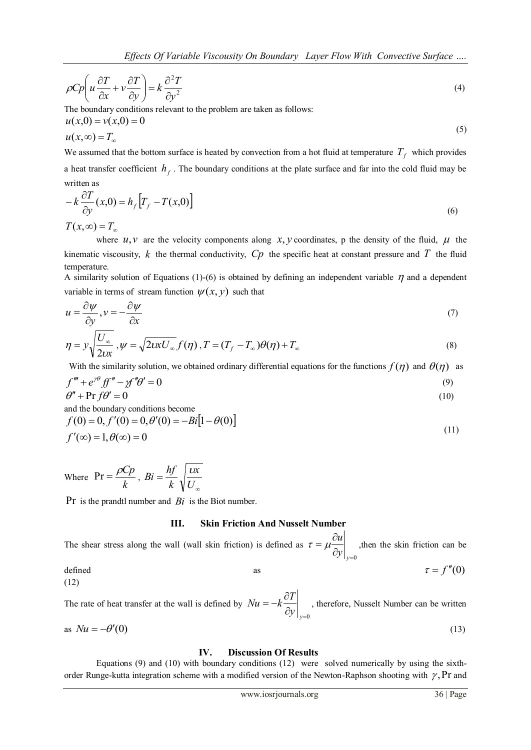$$\rho Cp\left(u\frac{\partial T}{\partial x}+v\frac{\partial T}{\partial y}\right)=k\frac{\partial^2 T}{\partial y^2} \tag{4}$$

The boundary conditions relevant to the problem are taken as follows:

$$u(x,0)=v(x,0)=0$$
$$u(x,\infty)=T_\infty \tag{5}$$

We assumed that the bottom surface is heated by convection from a hot fluid at temperature $T_f$ which provides a heat transfer coefficient $h_f$. The boundary conditions at the plate surface and far into the cold fluid may be written as

$$-k\frac{\partial T}{\partial y}(x,0)=h_f\left[T_f-T(x,0)\right]$$
$$T(x,\infty)=T_\infty \tag{6}$$

where $u, v$ are the velocity components along $x, y$ coordinates, p the density of the fluid, $\mu$ the kinematic viscousity, $k$ the thermal conductivity, $Cp$ the specific heat at constant pressure and $T$ the fluid temperature.

A similarity solution of Equations (1)-(6) is obtained by defining an independent variable $\eta$ and a dependent variable in terms of stream function $\psi(x,y)$ such that

$$u=\frac{\partial \psi}{\partial y}, v=-\frac{\partial \psi}{\partial x} \tag{7}$$

$$\eta=y\sqrt{\frac{U_\infty}{2\upsilon x}}, \psi=\sqrt{2\upsilon x U_\infty}f(\eta), T=(T_f-T_\infty)\theta(\eta)+T_\infty \tag{8}$$

With the similarity solution, we obtained ordinary differential equations for the functions $f(\eta)$ and $\theta(\eta)$ as

$$f'''+e^{\gamma\theta}ff''-\gamma f''\theta'=0 \tag{9}$$

$$\theta''+\Pr f\theta'=0 \tag{10}$$

and the boundary conditions become

$$f(0)=0, f'(0)=0, \theta'(0)=-Bi\left[1-\theta(0)\right]$$
$$f'(\infty)=1, \theta(\infty)=0 \tag{11}$$

Where $\Pr=\frac{\rho Cp}{k}$, $Bi=\frac{hf}{k}\sqrt{\frac{\upsilon x}{U_\infty}}$

$\Pr$ is the prandtl number and $Bi$ is the Biot number.

## III. Skin Friction And Nusselt Number

The shear stress along the wall (wall skin friction) is defined as $\tau=\mu\left.\frac{\partial u}{\partial y}\right|_{y=0}$ ,then the skin friction can be defined as $\tau=f''(0)$ (12)

The rate of heat transfer at the wall is defined by $Nu=-k\left.\frac{\partial T}{\partial y}\right|_{y=0}$ , therefore, Nusselt Number can be written as $Nu=-\theta'(0)$ (13)

## IV. Discussion Of Results

Equations (9) and (10) with boundary conditions (12) were solved numerically by using the sixth-order Runge-kutta integration scheme with a modified version of the Newton-Raphson shooting with $\gamma, \Pr$ and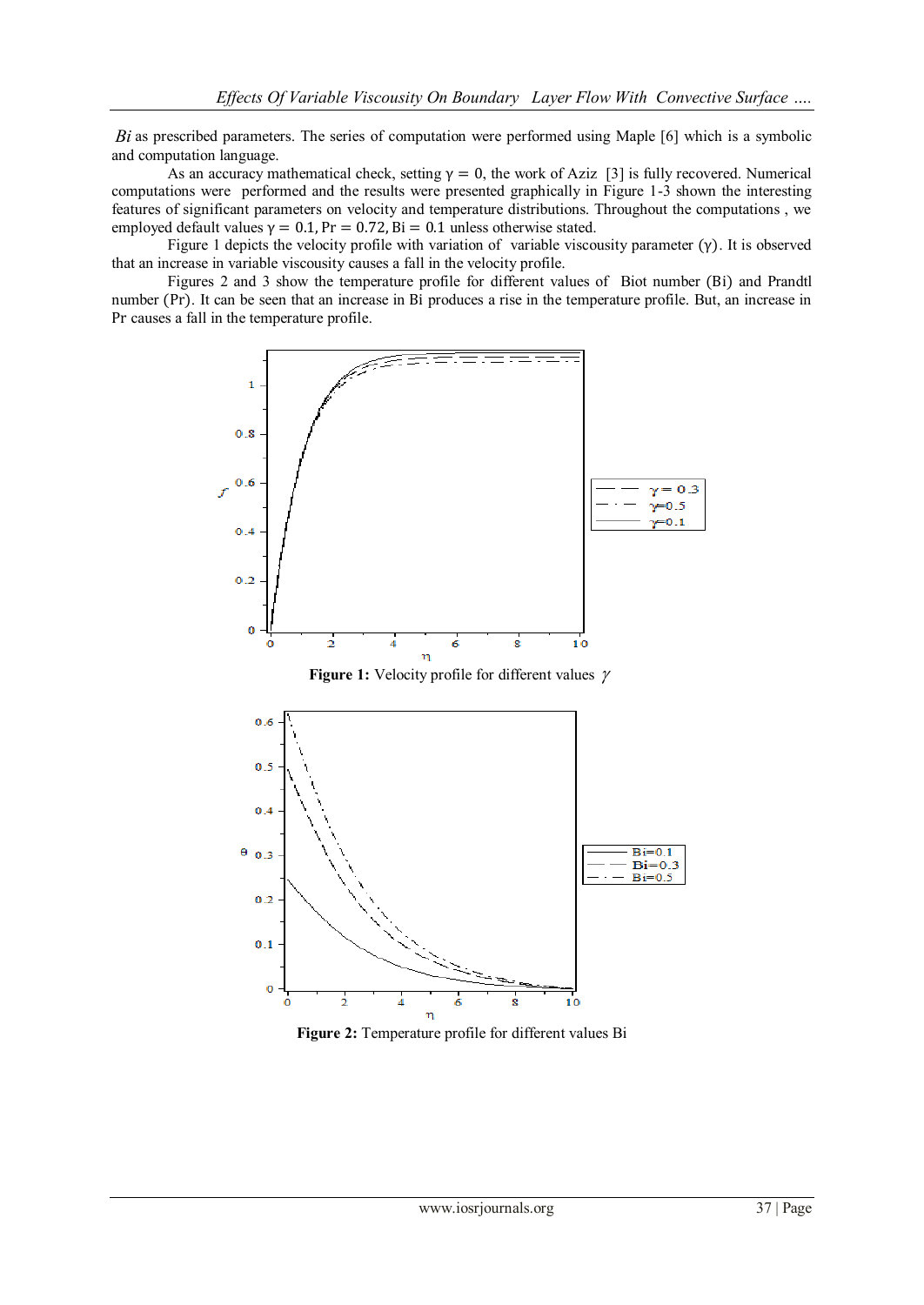*Bi* as prescribed parameters. The series of computation were performed using Maple [6] which is a symbolic and computation language.

As an accuracy mathematical check, setting $\gamma = 0$, the work of Aziz [3] is fully recovered. Numerical computations were performed and the results were presented graphically in Figure 1-3 shown the interesting features of significant parameters on velocity and temperature distributions. Throughout the computations , we employed default values $\gamma = 0.1, \mathrm{Pr} = 0.72, \mathrm{Bi} = 0.1$ unless otherwise stated.

Figure 1 depicts the velocity profile with variation of variable viscosity parameter ($\gamma$). It is observed that an increase in variable viscosity causes a fall in the velocity profile.

Figures 2 and 3 show the temperature profile for different values of Biot number (Bi) and Prandtl number (Pr). It can be seen that an increase in Bi produces a rise in the temperature profile. But, an increase in Pr causes a fall in the temperature profile.

**Figure 1:** Velocity profile for different values $\gamma$

**Figure 2:** Temperature profile for different values Bi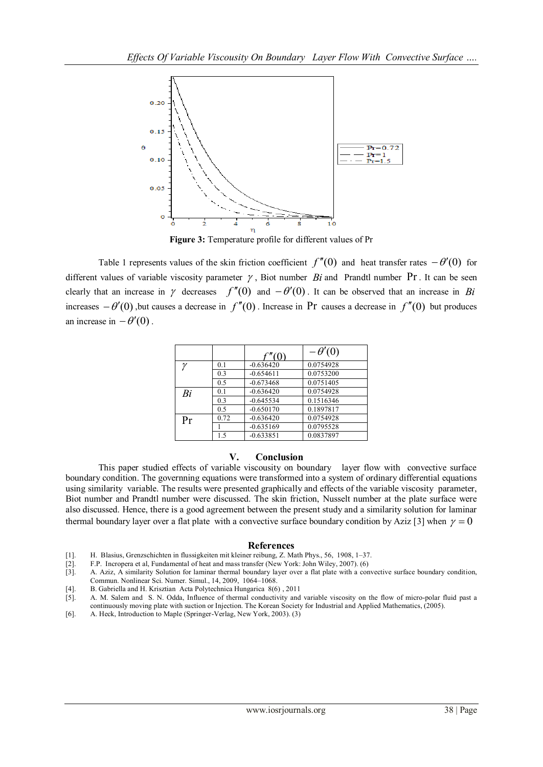0.20

0.15

θ

0.10

0.05

0

0 2 4 6 8 10

η

Pr=0.72

Pr=1

Pr=1.5

**Figure 3:** Temperature profile for different values of Pr

Table 1 represents values of the skin friction coefficient $f''(0)$ and heat transfer rates $-\theta'(0)$ for different values of variable viscosity parameter $\gamma$, Biot number $Bi$ and Prandtl number $\Pr$. It can be seen clearly that an increase in $\gamma$ decreases $f''(0)$ and $-\theta'(0)$. It can be observed that an increase in $Bi$ increases $-\theta'(0)$, but causes a decrease in $f''(0)$. Increase in $\Pr$ causes a decrease in $f''(0)$ but produces an increase in $-\theta'(0)$.

| | | $f''(0)$ | $-\theta'(0)$ |
|---|---|---|---|
| $\gamma$ | 0.1 | -0.636420 | 0.0754928 |
| | 0.3 | -0.654611 | 0.0753200 |
| | 0.5 | -0.673468 | 0.0751405 |
| $Bi$ | 0.1 | -0.636420 | 0.0754928 |
| | 0.3 | -0.645534 | 0.1516346 |
| | 0.5 | -0.650170 | 0.1897817 |
| $\Pr$ | 0.72 | -0.636420 | 0.0754928 |
| | 1 | -0.635169 | 0.0795528 |
| | 1.5 | -0.633851 | 0.0837897 |

## V. Conclusion

This paper studied effects of variable viscosity on boundary layer flow with convective surface boundary condition. The governning equations were transformed into a system of ordinary differential equations using similarity variable. The results were presented graphically and effects of the variable viscosity parameter, Biot number and Prandtl number were discussed. The skin friction, Nusselt number at the plate surface were also discussed. Hence, there is a good agreement between the present study and a similarity solution for laminar thermal boundary layer over a flat plate with a convective surface boundary condition by Aziz [3] when $\gamma = 0$

## References

[1]. H. Blasius, Grenzschichten in flussigkeiten mit kleiner reibung, Z. Math Phys., 56, 1908, 1–37.

[2]. F.P. Incropera et al, Fundamental of heat and mass transfer (New York: John Wiley, 2007). (6)

[3]. A. Aziz, A similarity Solution for laminar thermal boundary layer over a flat plate with a convective surface boundary condition, Commun. Nonlinear Sci. Numer. Simul., 14, 2009, 1064–1068.

[4]. B. Gabriella and H. Krisztian Acta Polytechnica Hungarica 8(6) , 2011

[5]. A. M. Salem and S. N. Odda, Influence of thermal conductivity and variable viscosity on the flow of micro-polar fluid past a continuously moving plate with suction or Injection. The Korean Society for Industrial and Applied Mathematics, (2005).

[6]. A. Heck, Introduction to Maple (Springer-Verlag, New York, 2003). (3)